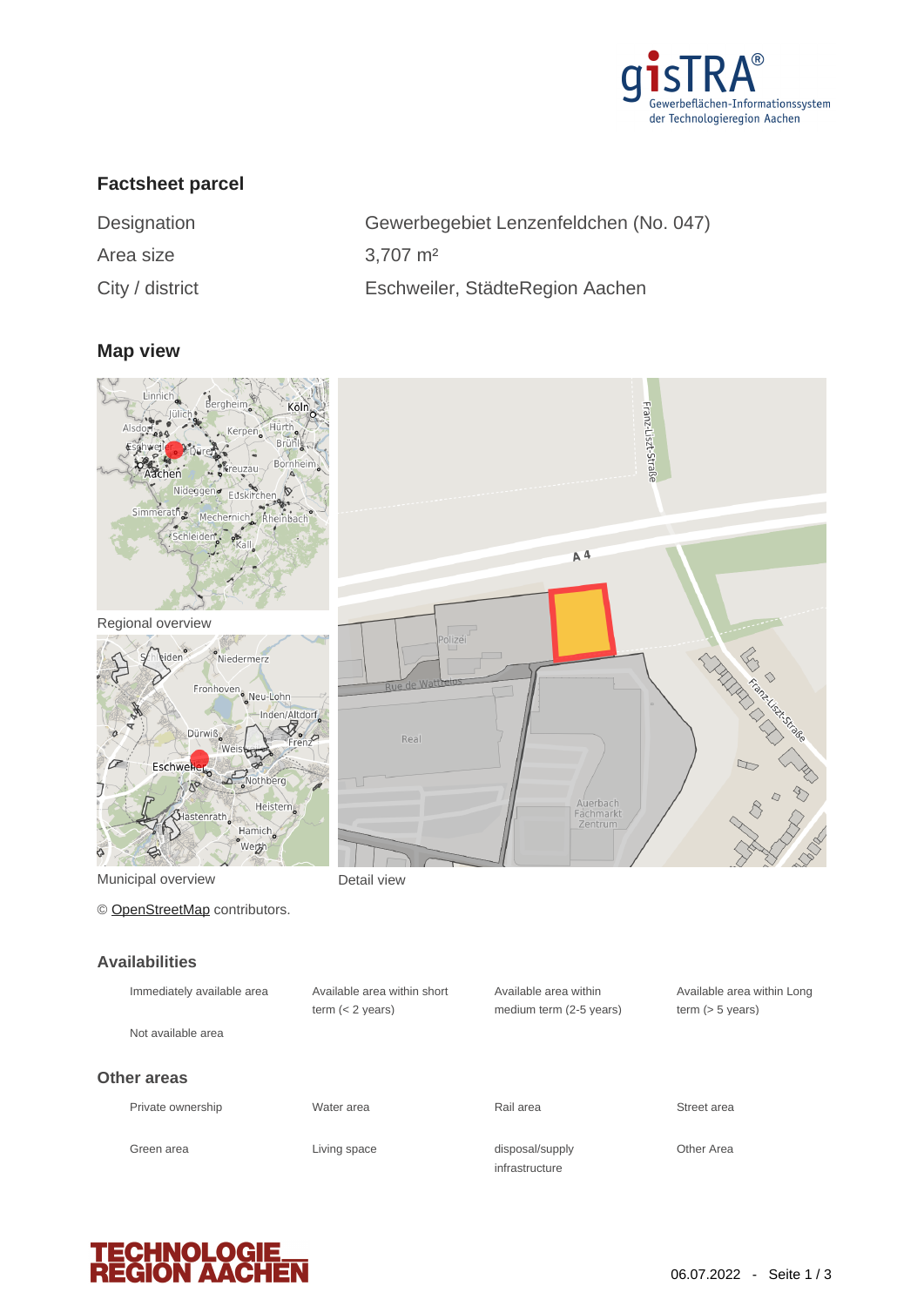## Factsheet parcel

| | |
|---|---|
| Designation | Gewerbegebiet Lenzenfeldchen (No. 047) |
| Area size | 3,707 m² |
| City / district | Eschweiler, StädteRegion Aachen |

## Map view

Regional overview

Municipal overview

Detail view

© OpenStreetMap contributors.

## Availabilities

- Immediately available area
- Available area within short term (< 2 years)
- Available area within medium term (2-5 years)
- Available area within Long term (> 5 years)
- Not available area

## Other areas

- Private ownership
- Water area
- Rail area
- Street area
- Green area
- Living space
- disposal/supply infrastructure
- Other Area

06.07.2022 - Seite 1 / 3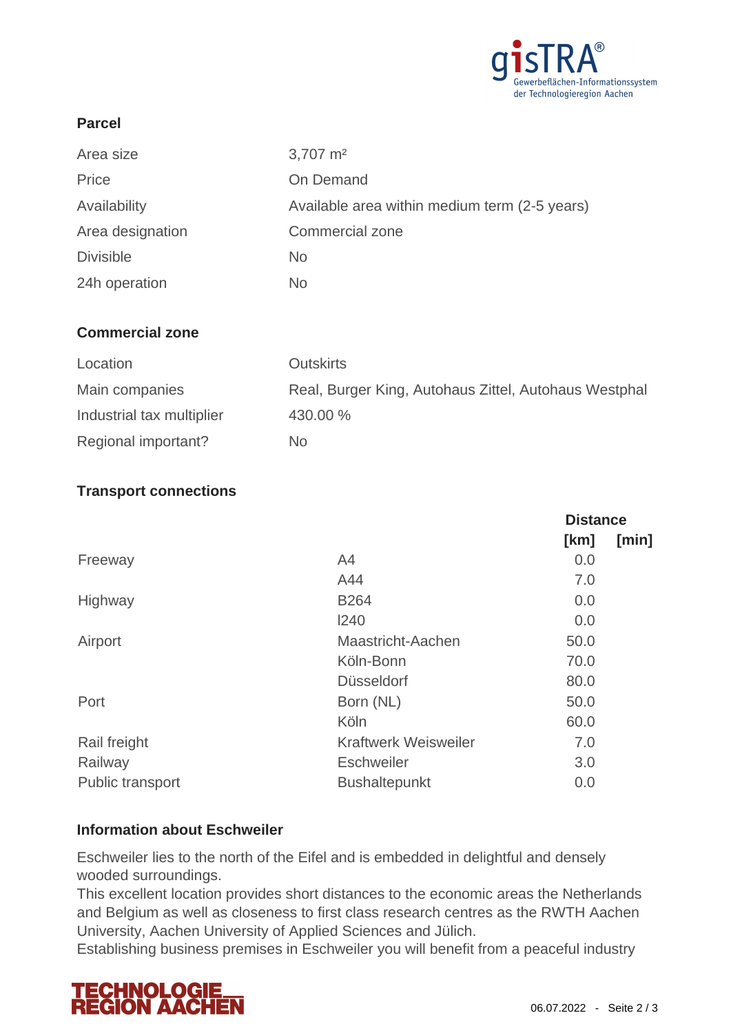## Parcel

| | |
|---|---|
| Area size | 3,707 m² |
| Price | On Demand |
| Availability | Available area within medium term (2-5 years) |
| Area designation | Commercial zone |
| Divisible | No |
| 24h operation | No |

## Commercial zone

| | |
|---|---|
| Location | Outskirts |
| Main companies | Real, Burger King, Autohaus Zittel, Autohaus Westphal |
| Industrial tax multiplier | 430.00 % |
| Regional important? | No |

## Transport connections

| | | Distance | |
|---|---|---|---|
| | | [km] | [min] |
| Freeway | A4 | 0.0 | |
| | A44 | 7.0 | |
| Highway | B264 | 0.0 | |
| | l240 | 0.0 | |
| Airport | Maastricht-Aachen | 50.0 | |
| | Köln-Bonn | 70.0 | |
| | Düsseldorf | 80.0 | |
| Port | Born (NL) | 50.0 | |
| | Köln | 60.0 | |
| Rail freight | Kraftwerk Weisweiler | 7.0 | |
| Railway | Eschweiler | 3.0 | |
| Public transport | Bushaltepunkt | 0.0 | |

## Information about Eschweiler

Eschweiler lies to the north of the Eifel and is embedded in delightful and densely wooded surroundings.
This excellent location provides short distances to the economic areas the Netherlands and Belgium as well as closeness to first class research centres as the RWTH Aachen University, Aachen University of Applied Sciences and Jülich.
Establishing business premises in Eschweiler you will benefit from a peaceful industry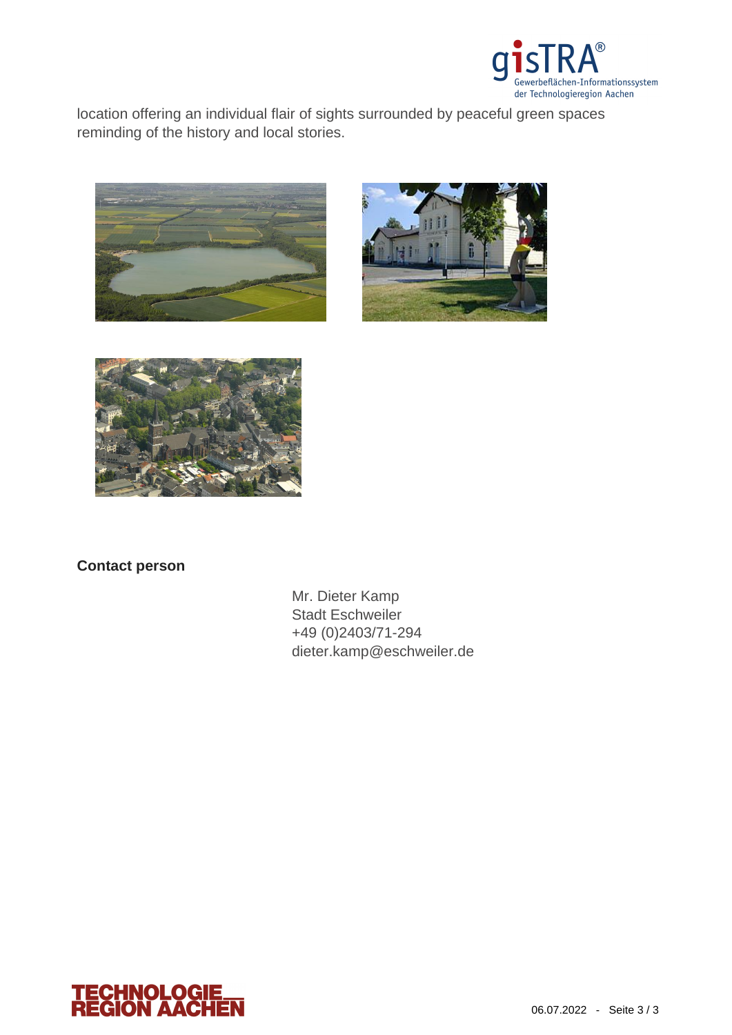location offering an individual flair of sights surrounded by peaceful green spaces reminding of the history and local stories.

## Contact person

Mr. Dieter Kamp
Stadt Eschweiler
+49 (0)2403/71-294
dieter.kamp@eschweiler.de